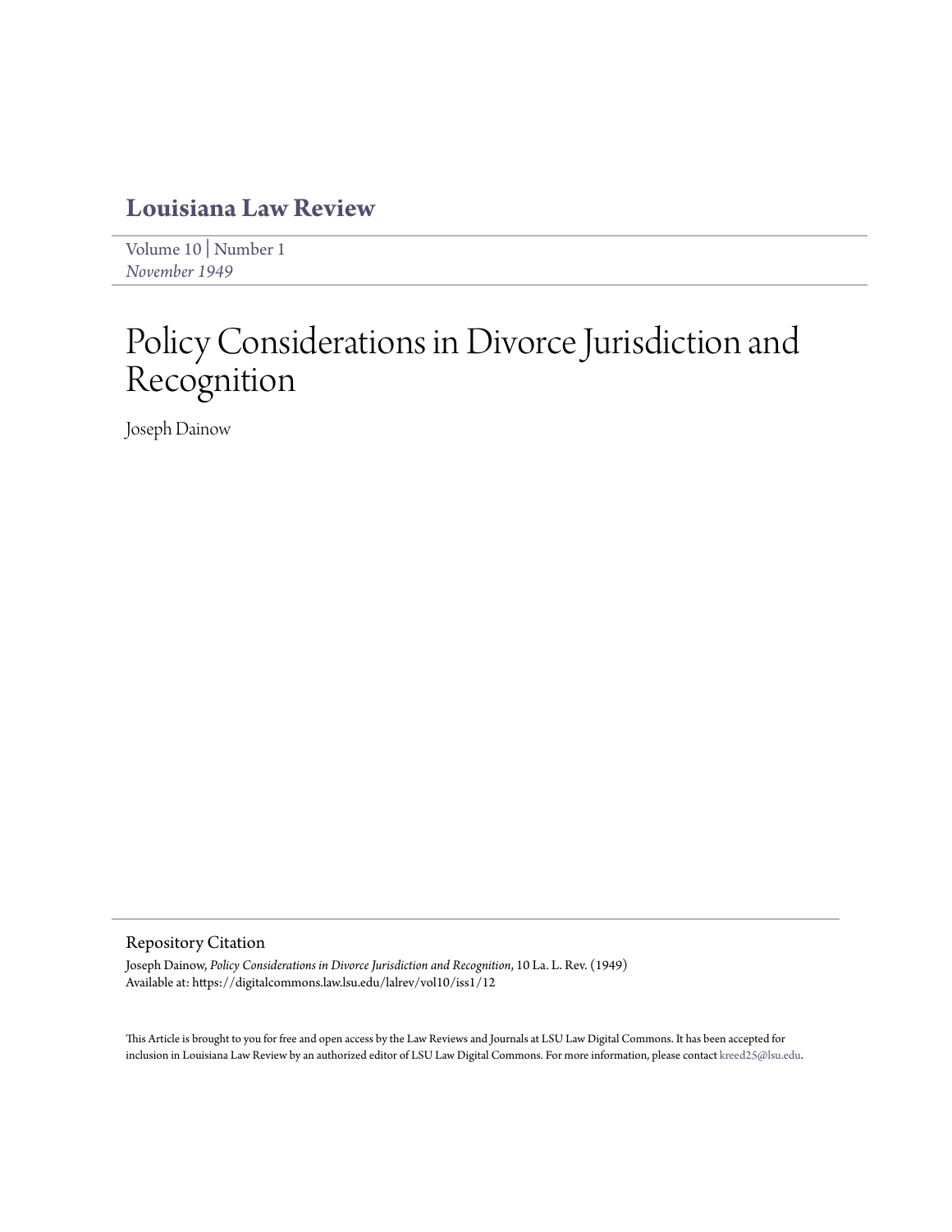# Louisiana Law Review

Volume 10 | Number 1
*November 1949*

# Policy Considerations in Divorce Jurisdiction and Recognition

Joseph Dainow

## Repository Citation

Joseph Dainow, *Policy Considerations in Divorce Jurisdiction and Recognition*, 10 La. L. Rev. (1949)
Available at: https://digitalcommons.law.lsu.edu/lalrev/vol10/iss1/12

This Article is brought to you for free and open access by the Law Reviews and Journals at LSU Law Digital Commons. It has been accepted for inclusion in Louisiana Law Review by an authorized editor of LSU Law Digital Commons. For more information, please contact kreed25@lsu.edu.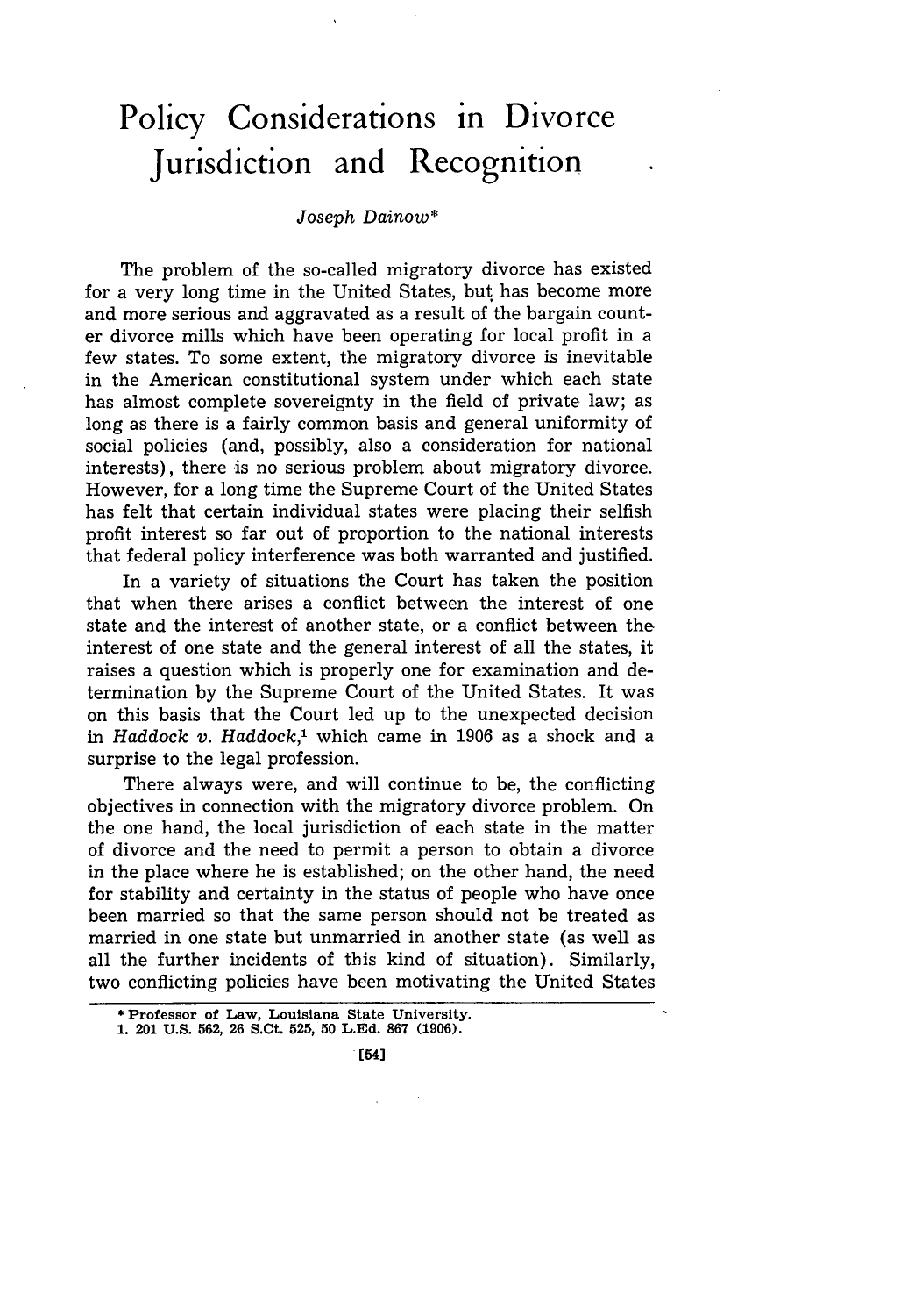# Policy Considerations in Divorce Jurisdiction and Recognition

*Joseph Dainow\**

The problem of the so-called migratory divorce has existed for a very long time in the United States, but has become more and more serious and aggravated as a result of the bargain counter divorce mills which have been operating for local profit in a few states. To some extent, the migratory divorce is inevitable in the American constitutional system under which each state has almost complete sovereignty in the field of private law; as long as there is a fairly common basis and general uniformity of social policies (and, possibly, also a consideration for national interests), there is no serious problem about migratory divorce. However, for a long time the Supreme Court of the United States has felt that certain individual states were placing their selfish profit interest so far out of proportion to the national interests that federal policy interference was both warranted and justified.

In a variety of situations the Court has taken the position that when there arises a conflict between the interest of one state and the interest of another state, or a conflict between the interest of one state and the general interest of all the states, it raises a question which is properly one for examination and determination by the Supreme Court of the United States. It was on this basis that the Court led up to the unexpected decision in *Haddock v. Haddock*,[1] which came in 1906 as a shock and a surprise to the legal profession.

There always were, and will continue to be, the conflicting objectives in connection with the migratory divorce problem. On the one hand, the local jurisdiction of each state in the matter of divorce and the need to permit a person to obtain a divorce in the place where he is established; on the other hand, the need for stability and certainty in the status of people who have once been married so that the same person should not be treated as married in one state but unmarried in another state (as well as all the further incidents of this kind of situation). Similarly, two conflicting policies have been motivating the United States

---

\* Professor of Law, Louisiana State University.

1. 201 U.S. 562, 26 S.Ct. 525, 50 L.Ed. 867 (1906).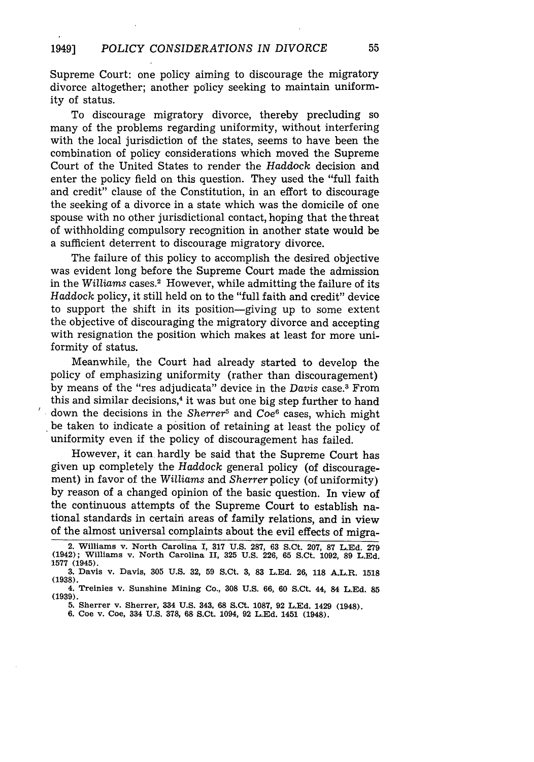Supreme Court: one policy aiming to discourage the migratory divorce altogether; another policy seeking to maintain uniformity of status.

To discourage migratory divorce, thereby precluding so many of the problems regarding uniformity, without interfering with the local jurisdiction of the states, seems to have been the combination of policy considerations which moved the Supreme Court of the United States to render the *Haddock* decision and enter the policy field on this question. They used the "full faith and credit" clause of the Constitution, in an effort to discourage the seeking of a divorce in a state which was the domicile of one spouse with no other jurisdictional contact, hoping that the threat of withholding compulsory recognition in another state would be a sufficient deterrent to discourage migratory divorce.

The failure of this policy to accomplish the desired objective was evident long before the Supreme Court made the admission in the *Williams* cases.[2] However, while admitting the failure of its *Haddock* policy, it still held on to the "full faith and credit" device to support the shift in its position—giving up to some extent the objective of discouraging the migratory divorce and accepting with resignation the position which makes at least for more uniformity of status.

Meanwhile, the Court had already started to develop the policy of emphasizing uniformity (rather than discouragement) by means of the "res adjudicata" device in the *Davis* case.[3] From this and similar decisions,[4] it was but one big step further to hand down the decisions in the *Sherrer*[5] and *Coe*[6] cases, which might be taken to indicate a position of retaining at least the policy of uniformity even if the policy of discouragement has failed.

However, it can hardly be said that the Supreme Court has given up completely the *Haddock* general policy (of discouragement) in favor of the *Williams* and *Sherrer* policy (of uniformity) by reason of a changed opinion of the basic question. In view of the continuous attempts of the Supreme Court to establish national standards in certain areas of family relations, and in view of the almost universal complaints about the evil effects of migra-

---

2. Williams v. North Carolina I, 317 U.S. 287, 63 S.Ct. 207, 87 L.Ed. 279 (1942); Williams v. North Carolina II, 325 U.S. 226, 65 S.Ct. 1092, 89 L.Ed. 1577 (1945).

3. Davis v. Davis, 305 U.S. 32, 59 S.Ct. 3, 83 L.Ed. 26, 118 A.L.R. 1518 (1938).

4. Treinies v. Sunshine Mining Co., 308 U.S. 66, 60 S.Ct. 44, 84 L.Ed. 85 (1939).

5. Sherrer v. Sherrer, 334 U.S. 343, 68 S.Ct. 1087, 92 L.Ed. 1429 (1948).

6. Coe v. Coe, 334 U.S. 378, 68 S.Ct. 1094, 92 L.Ed. 1451 (1948).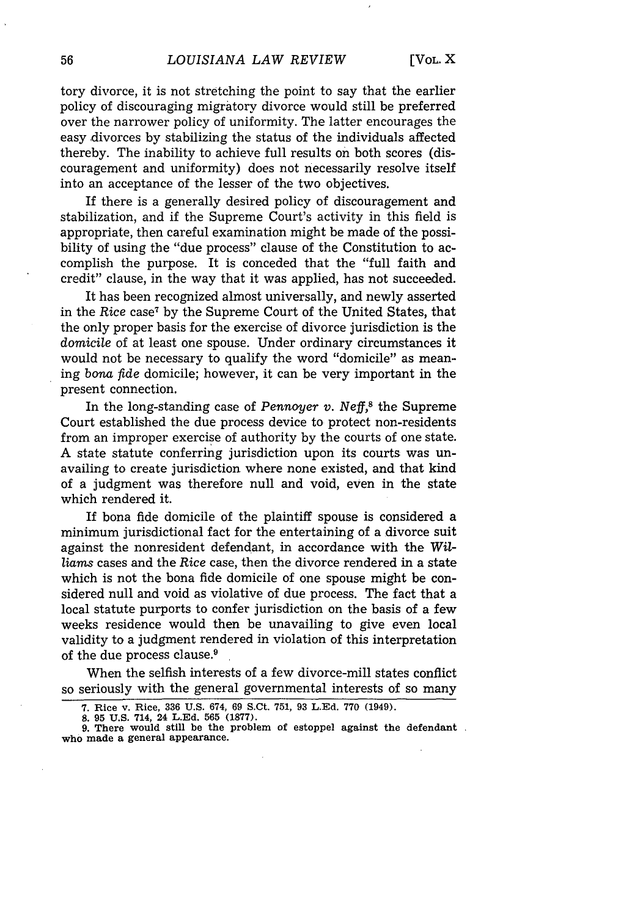tory divorce, it is not stretching the point to say that the earlier policy of discouraging migratory divorce would still be preferred over the narrower policy of uniformity. The latter encourages the easy divorces by stabilizing the status of the individuals affected thereby. The inability to achieve full results on both scores (discouragement and uniformity) does not necessarily resolve itself into an acceptance of the lesser of the two objectives.

If there is a generally desired policy of discouragement and stabilization, and if the Supreme Court's activity in this field is appropriate, then careful examination might be made of the possibility of using the "due process" clause of the Constitution to accomplish the purpose. It is conceded that the "full faith and credit" clause, in the way that it was applied, has not succeeded.

It has been recognized almost universally, and newly asserted in the *Rice* case[7] by the Supreme Court of the United States, that the only proper basis for the exercise of divorce jurisdiction is the *domicile* of at least one spouse. Under ordinary circumstances it would not be necessary to qualify the word "domicile" as meaning *bona fide* domicile; however, it can be very important in the present connection.

In the long-standing case of *Pennoyer v. Neff*,[8] the Supreme Court established the due process device to protect non-residents from an improper exercise of authority by the courts of one state. A state statute conferring jurisdiction upon its courts was unavailing to create jurisdiction where none existed, and that kind of a judgment was therefore null and void, even in the state which rendered it.

If bona fide domicile of the plaintiff spouse is considered a minimum jurisdictional fact for the entertaining of a divorce suit against the nonresident defendant, in accordance with the *Williams* cases and the *Rice* case, then the divorce rendered in a state which is not the bona fide domicile of one spouse might be considered null and void as violative of due process. The fact that a local statute purports to confer jurisdiction on the basis of a few weeks residence would then be unavailing to give even local validity to a judgment rendered in violation of this interpretation of the due process clause.[9]

When the selfish interests of a few divorce-mill states conflict so seriously with the general governmental interests of so many

---

7. Rice v. Rice, 336 U.S. 674, 69 S.Ct. 751, 93 L.Ed. 770 (1949).

8. 95 U.S. 714, 24 L.Ed. 565 (1877).

9. There would still be the problem of estoppel against the defendant who made a general appearance.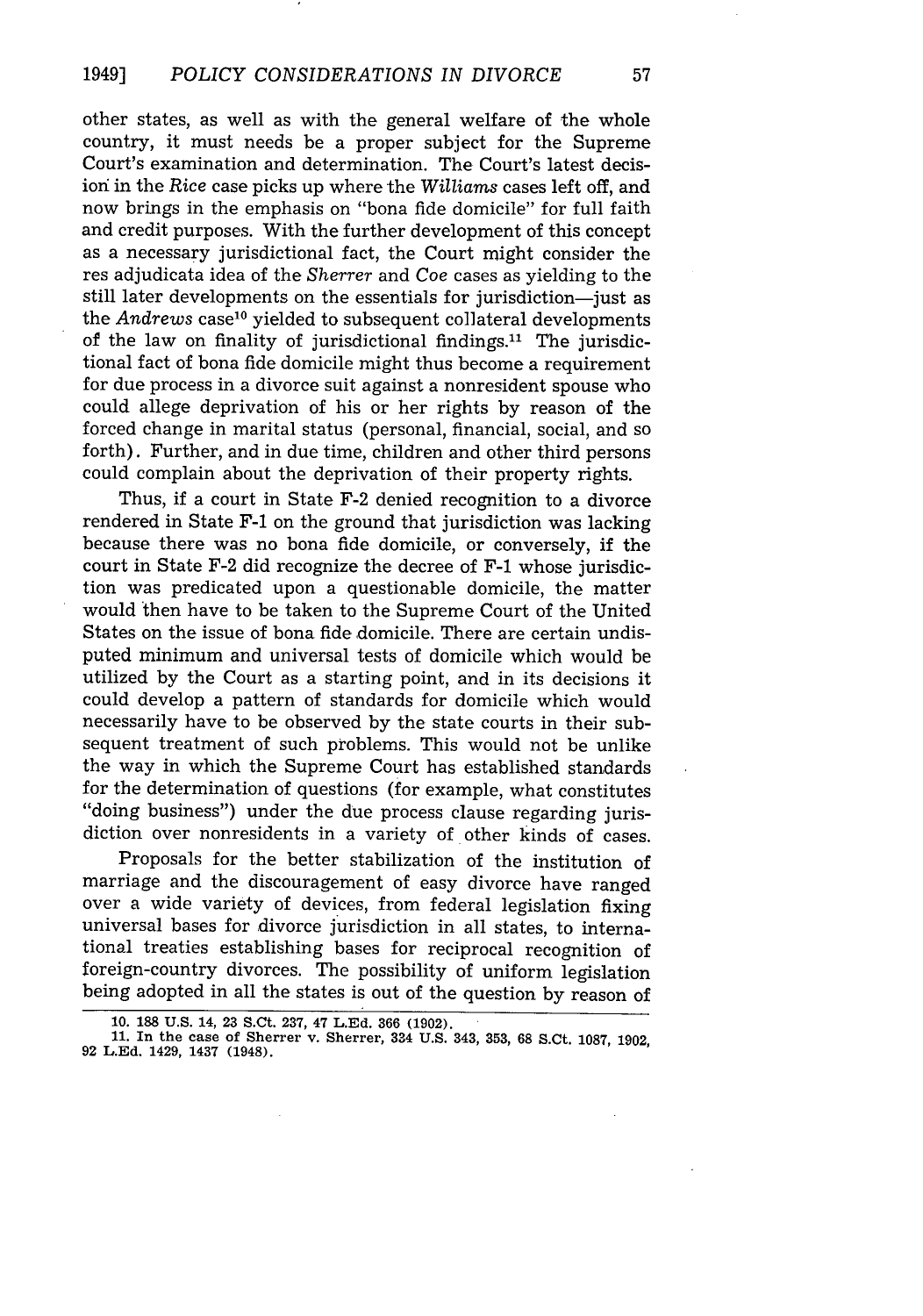other states, as well as with the general welfare of the whole country, it must needs be a proper subject for the Supreme Court's examination and determination. The Court's latest decision in the *Rice* case picks up where the *Williams* cases left off, and now brings in the emphasis on "bona fide domicile" for full faith and credit purposes. With the further development of this concept as a necessary jurisdictional fact, the Court might consider the res adjudicata idea of the *Sherrer* and *Coe* cases as yielding to the still later developments on the essentials for jurisdiction—just as the *Andrews* case[10] yielded to subsequent collateral developments of the law on finality of jurisdictional findings.[11] The jurisdictional fact of bona fide domicile might thus become a requirement for due process in a divorce suit against a nonresident spouse who could allege deprivation of his or her rights by reason of the forced change in marital status (personal, financial, social, and so forth). Further, and in due time, children and other third persons could complain about the deprivation of their property rights.

Thus, if a court in State F-2 denied recognition to a divorce rendered in State F-1 on the ground that jurisdiction was lacking because there was no bona fide domicile, or conversely, if the court in State F-2 did recognize the decree of F-1 whose jurisdiction was predicated upon a questionable domicile, the matter would then have to be taken to the Supreme Court of the United States on the issue of bona fide domicile. There are certain undisputed minimum and universal tests of domicile which would be utilized by the Court as a starting point, and in its decisions it could develop a pattern of standards for domicile which would necessarily have to be observed by the state courts in their subsequent treatment of such problems. This would not be unlike the way in which the Supreme Court has established standards for the determination of questions (for example, what constitutes "doing business") under the due process clause regarding jurisdiction over nonresidents in a variety of other kinds of cases.

Proposals for the better stabilization of the institution of marriage and the discouragement of easy divorce have ranged over a wide variety of devices, from federal legislation fixing universal bases for divorce jurisdiction in all states, to international treaties establishing bases for reciprocal recognition of foreign-country divorces. The possibility of uniform legislation being adopted in all the states is out of the question by reason of

---

10. 188 U.S. 14, 23 S.Ct. 237, 47 L.Ed. 366 (1902).

11. In the case of Sherrer v. Sherrer, 334 U.S. 343, 353, 68 S.Ct. 1087, 1902, 92 L.Ed. 1429, 1437 (1948).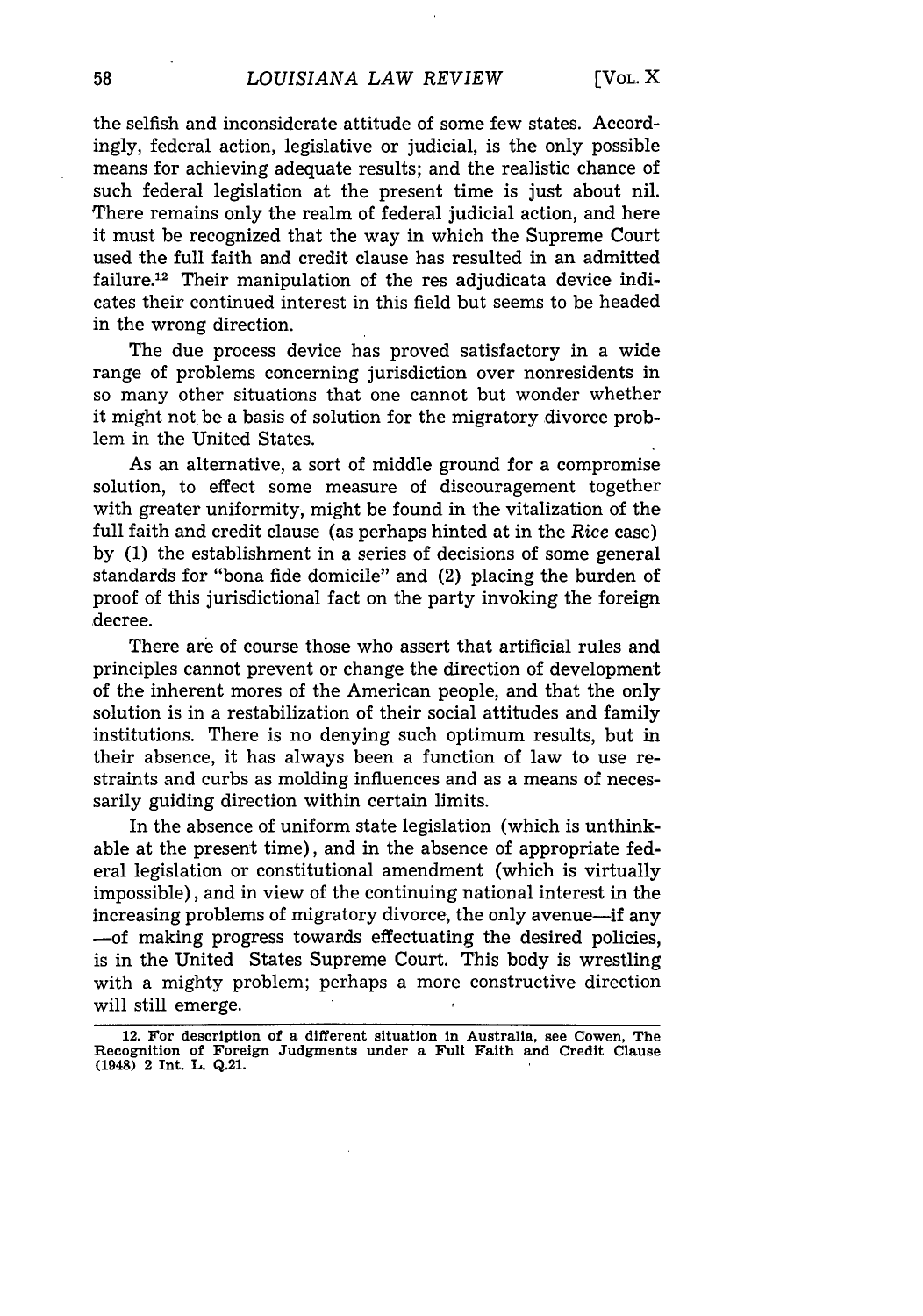the selfish and inconsiderate attitude of some few states. Accordingly, federal action, legislative or judicial, is the only possible means for achieving adequate results; and the realistic chance of such federal legislation at the present time is just about nil. There remains only the realm of federal judicial action, and here it must be recognized that the way in which the Supreme Court used the full faith and credit clause has resulted in an admitted failure.[12] Their manipulation of the res adjudicata device indicates their continued interest in this field but seems to be headed in the wrong direction.

The due process device has proved satisfactory in a wide range of problems concerning jurisdiction over nonresidents in so many other situations that one cannot but wonder whether it might not be a basis of solution for the migratory divorce problem in the United States.

As an alternative, a sort of middle ground for a compromise solution, to effect some measure of discouragement together with greater uniformity, might be found in the vitalization of the full faith and credit clause (as perhaps hinted at in the *Rice* case) by (1) the establishment in a series of decisions of some general standards for "bona fide domicile" and (2) placing the burden of proof of this jurisdictional fact on the party invoking the foreign decree.

There are of course those who assert that artificial rules and principles cannot prevent or change the direction of development of the inherent mores of the American people, and that the only solution is in a restabilization of their social attitudes and family institutions. There is no denying such optimum results, but in their absence, it has always been a function of law to use restraints and curbs as molding influences and as a means of necessarily guiding direction within certain limits.

In the absence of uniform state legislation (which is unthinkable at the present time), and in the absence of appropriate federal legislation or constitutional amendment (which is virtually impossible), and in view of the continuing national interest in the increasing problems of migratory divorce, the only avenue—if any—of making progress towards effectuating the desired policies, is in the United States Supreme Court. This body is wrestling with a mighty problem; perhaps a more constructive direction will still emerge.

12. For description of a different situation in Australia, see Cowen, The Recognition of Foreign Judgments under a Full Faith and Credit Clause (1948) 2 Int. L. Q.21.